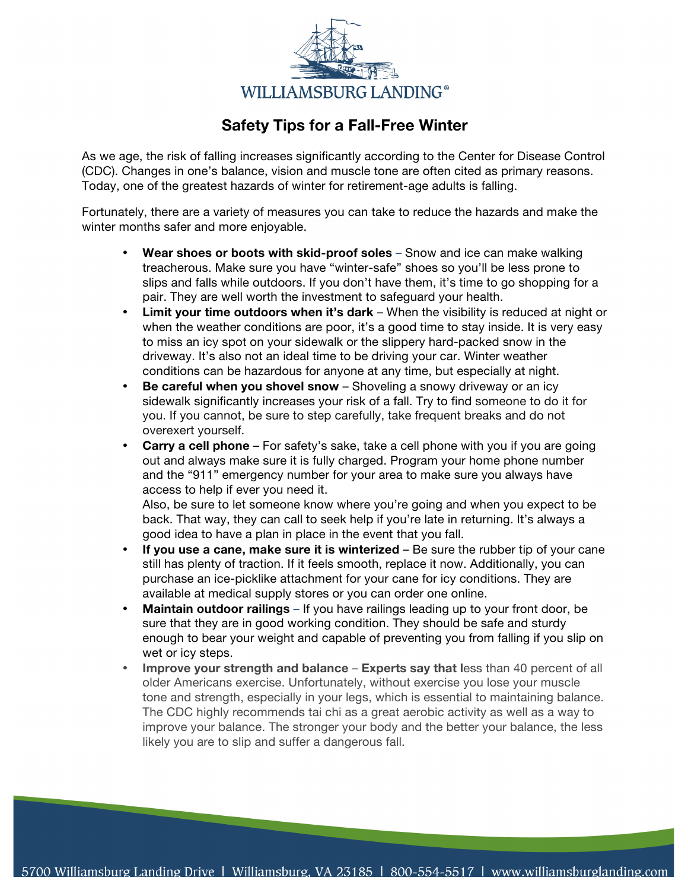WILLIAMSBURG LANDING®

# Safety Tips for a Fall-Free Winter

As we age, the risk of falling increases significantly according to the Center for Disease Control (CDC). Changes in one's balance, vision and muscle tone are often cited as primary reasons. Today, one of the greatest hazards of winter for retirement-age adults is falling.

Fortunately, there are a variety of measures you can take to reduce the hazards and make the winter months safer and more enjoyable.

- **Wear shoes or boots with skid-proof soles** – Snow and ice can make walking treacherous. Make sure you have "winter-safe" shoes so you'll be less prone to slips and falls while outdoors. If you don't have them, it's time to go shopping for a pair. They are well worth the investment to safeguard your health.
- **Limit your time outdoors when it's dark** – When the visibility is reduced at night or when the weather conditions are poor, it's a good time to stay inside. It is very easy to miss an icy spot on your sidewalk or the slippery hard-packed snow in the driveway. It's also not an ideal time to be driving your car. Winter weather conditions can be hazardous for anyone at any time, but especially at night.
- **Be careful when you shovel snow** – Shoveling a snowy driveway or an icy sidewalk significantly increases your risk of a fall. Try to find someone to do it for you. If you cannot, be sure to step carefully, take frequent breaks and do not overexert yourself.
- **Carry a cell phone** – For safety's sake, take a cell phone with you if you are going out and always make sure it is fully charged. Program your home phone number and the "911" emergency number for your area to make sure you always have access to help if ever you need it.
  Also, be sure to let someone know where you're going and when you expect to be back. That way, they can call to seek help if you're late in returning. It's always a good idea to have a plan in place in the event that you fall.
- **If you use a cane, make sure it is winterized** – Be sure the rubber tip of your cane still has plenty of traction. If it feels smooth, replace it now. Additionally, you can purchase an ice-picklike attachment for your cane for icy conditions. They are available at medical supply stores or you can order one online.
- **Maintain outdoor railings** – If you have railings leading up to your front door, be sure that they are in good working condition. They should be safe and sturdy enough to bear your weight and capable of preventing you from falling if you slip on wet or icy steps.
- **Improve your strength and balance** – **Experts say that l**ess than 40 percent of all older Americans exercise. Unfortunately, without exercise you lose your muscle tone and strength, especially in your legs, which is essential to maintaining balance. The CDC highly recommends tai chi as a great aerobic activity as well as a way to improve your balance. The stronger your body and the better your balance, the less likely you are to slip and suffer a dangerous fall.

5700 Williamsburg Landing Drive | Williamsburg, VA 23185 | 800-554-5517 | www.williamsburglanding.com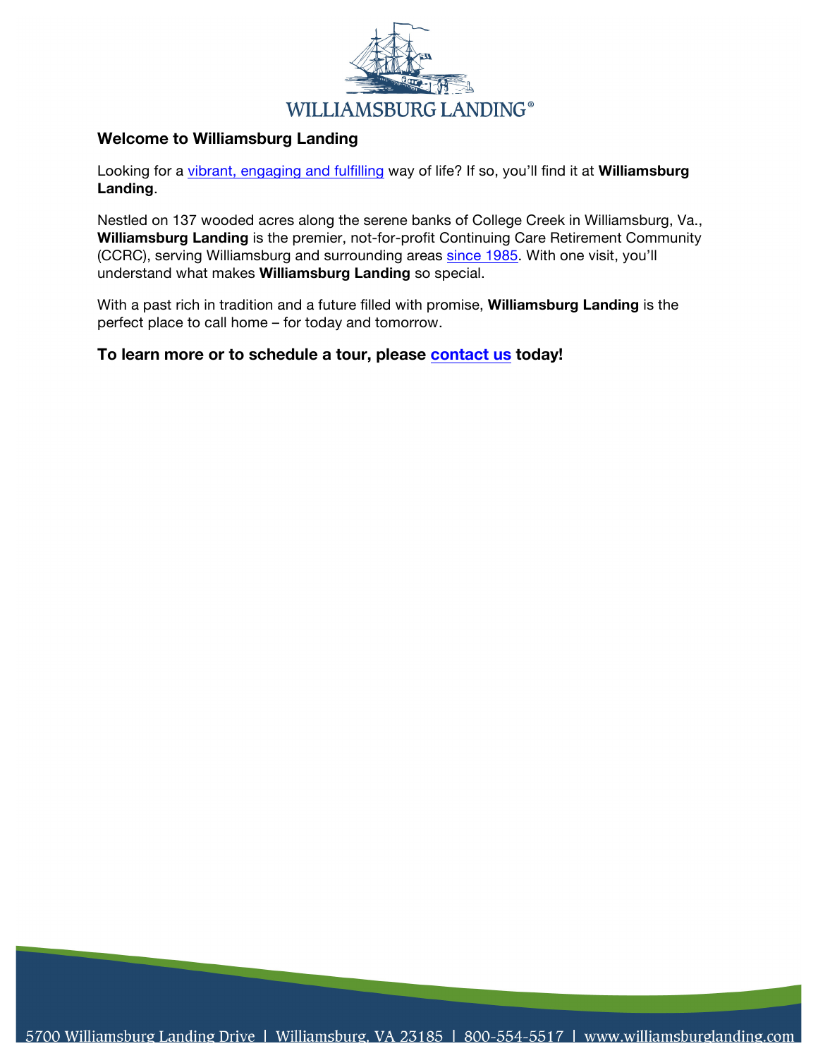### Welcome to Williamsburg Landing

Looking for a vibrant, engaging and fulfilling way of life? If so, you'll find it at **Williamsburg Landing**.

Nestled on 137 wooded acres along the serene banks of College Creek in Williamsburg, Va., **Williamsburg Landing** is the premier, not-for-profit Continuing Care Retirement Community (CCRC), serving Williamsburg and surrounding areas since 1985. With one visit, you'll understand what makes **Williamsburg Landing** so special.

With a past rich in tradition and a future filled with promise, **Williamsburg Landing** is the perfect place to call home – for today and tomorrow.

**To learn more or to schedule a tour, please contact us today!**

5700 Williamsburg Landing Drive | Williamsburg, VA 23185 | 800-554-5517 | www.williamsburglanding.com